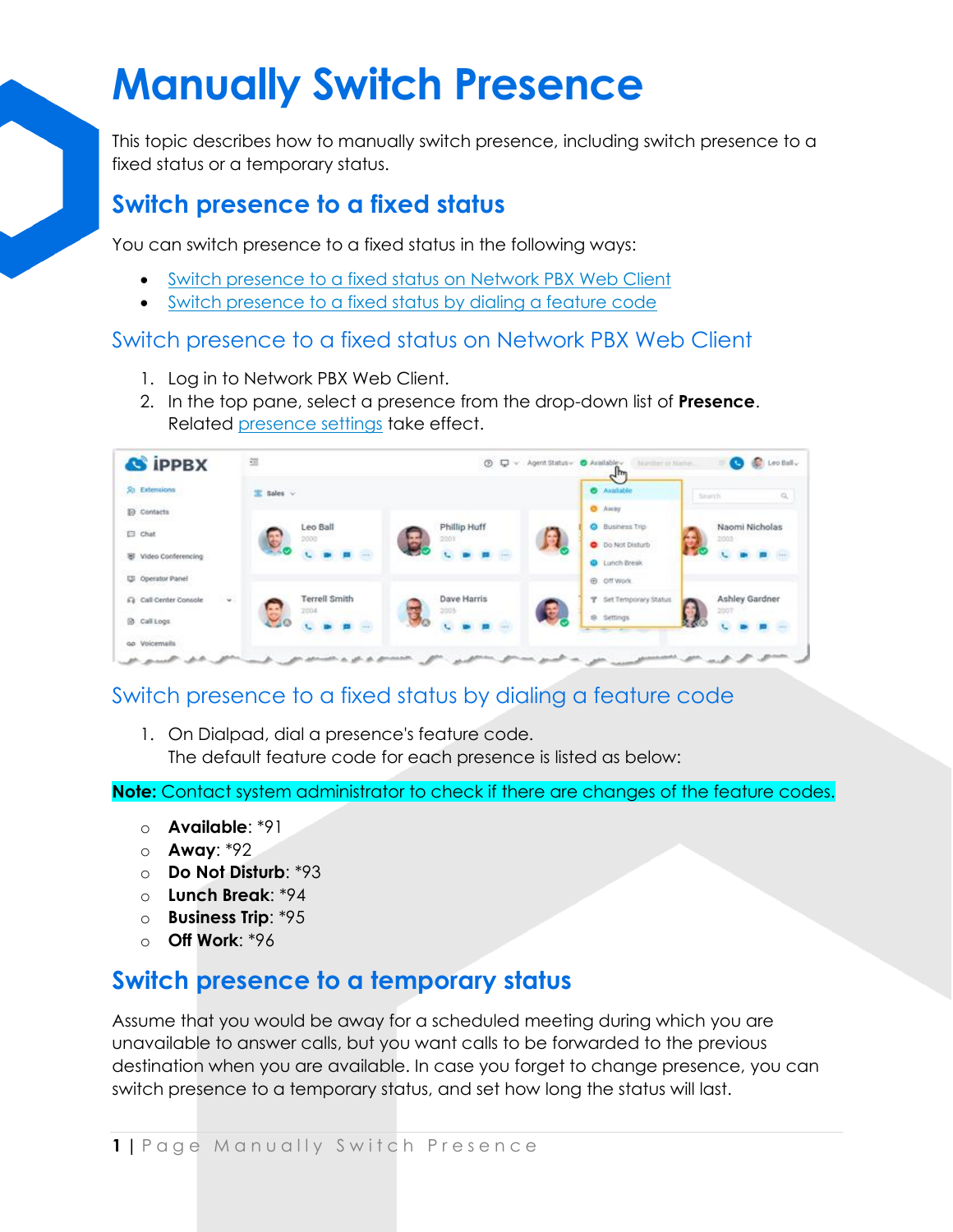# Manually Switch Presence

This topic describes how to manually switch presence, including switch presence to a fixed status or a temporary status.

## Switch presence to a fixed status

You can switch presence to a fixed status in the following ways:

- Switch presence to a fixed status on Network PBX Web Client
- Switch presence to a fixed status by dialing a feature code

### Switch presence to a fixed status on Network PBX Web Client

1. Log in to Network PBX Web Client.
2. In the top pane, select a presence from the drop-down list of **Presence**. Related presence settings take effect.

### Switch presence to a fixed status by dialing a feature code

1. On Dialpad, dial a presence's feature code. The default feature code for each presence is listed as below:

**Note:** Contact system administrator to check if there are changes of the feature codes.

- **Available**: *91
- **Away**: *92
- **Do Not Disturb**: *93
- **Lunch Break**: *94
- **Business Trip**: *95
- **Off Work**: *96

## Switch presence to a temporary status

Assume that you would be away for a scheduled meeting during which you are unavailable to answer calls, but you want calls to be forwarded to the previous destination when you are available. In case you forget to change presence, you can switch presence to a temporary status, and set how long the status will last.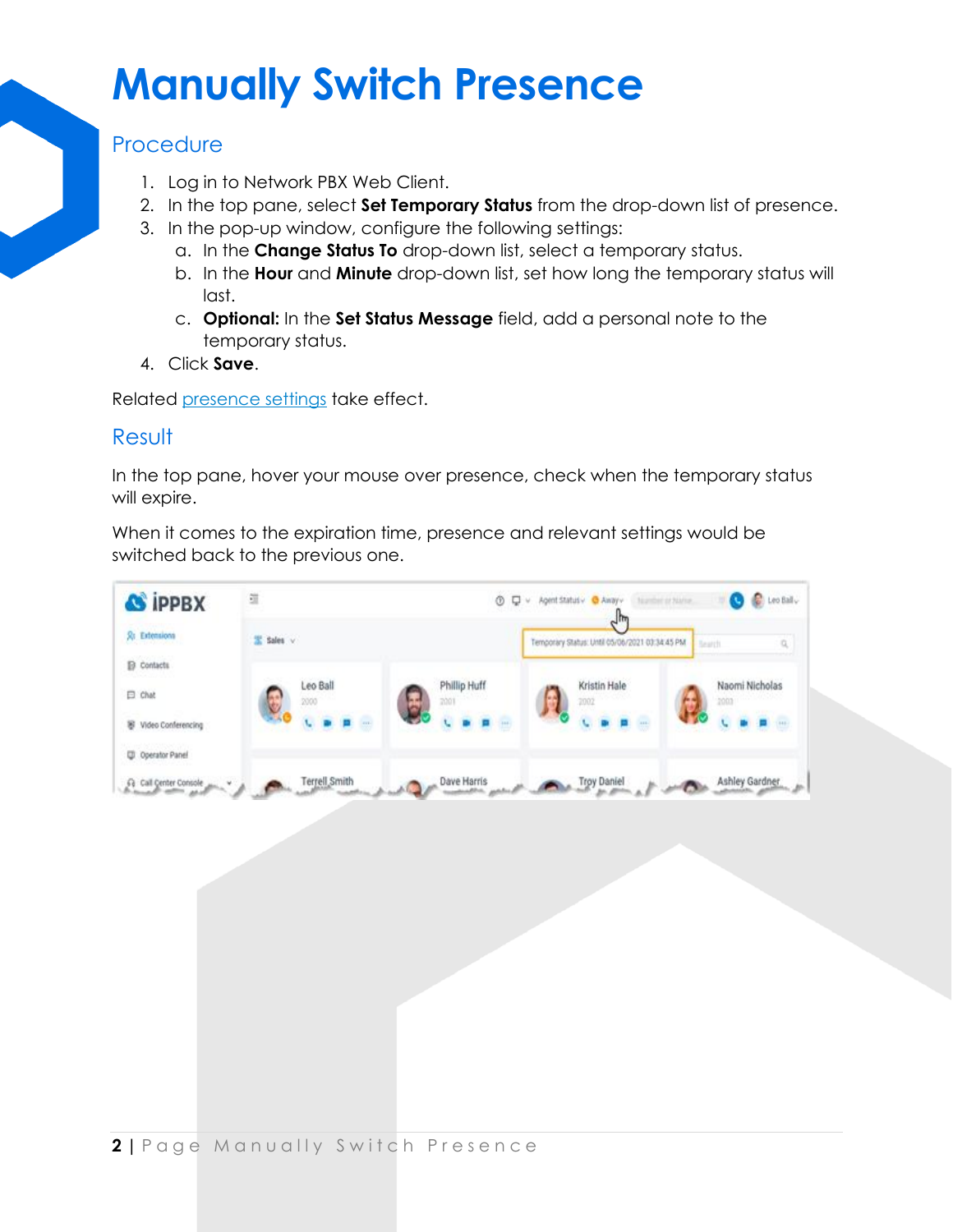# Manually Switch Presence

## Procedure

1. Log in to Network PBX Web Client.
2. In the top pane, select **Set Temporary Status** from the drop-down list of presence.
3. In the pop-up window, configure the following settings:
   a. In the **Change Status To** drop-down list, select a temporary status.
   b. In the **Hour** and **Minute** drop-down list, set how long the temporary status will last.
   c. **Optional:** In the **Set Status Message** field, add a personal note to the temporary status.
4. Click **Save**.

Related presence settings take effect.

## Result

In the top pane, hover your mouse over presence, check when the temporary status will expire.

When it comes to the expiration time, presence and relevant settings would be switched back to the previous one.